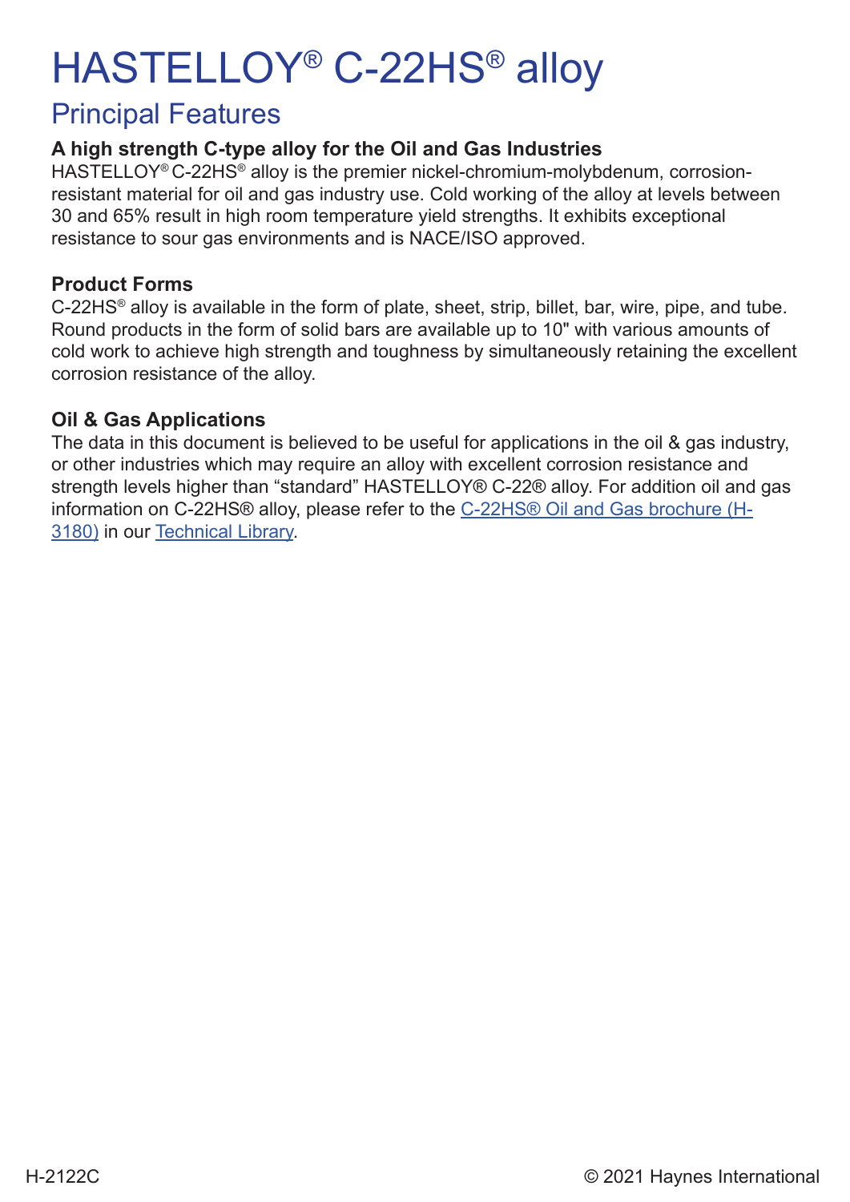# HASTELLOY® C-22HS® alloy

## Principal Features

### A high strength C-type alloy for the Oil and Gas Industries

HASTELLOY® C-22HS® alloy is the premier nickel-chromium-molybdenum, corrosion-resistant material for oil and gas industry use. Cold working of the alloy at levels between 30 and 65% result in high room temperature yield strengths. It exhibits exceptional resistance to sour gas environments and is NACE/ISO approved.

### Product Forms

C-22HS® alloy is available in the form of plate, sheet, strip, billet, bar, wire, pipe, and tube. Round products in the form of solid bars are available up to 10" with various amounts of cold work to achieve high strength and toughness by simultaneously retaining the excellent corrosion resistance of the alloy.

### Oil & Gas Applications

The data in this document is believed to be useful for applications in the oil & gas industry, or other industries which may require an alloy with excellent corrosion resistance and strength levels higher than "standard" HASTELLOY® C-22® alloy. For addition oil and gas information on C-22HS® alloy, please refer to the C-22HS® Oil and Gas brochure (H-3180) in our Technical Library.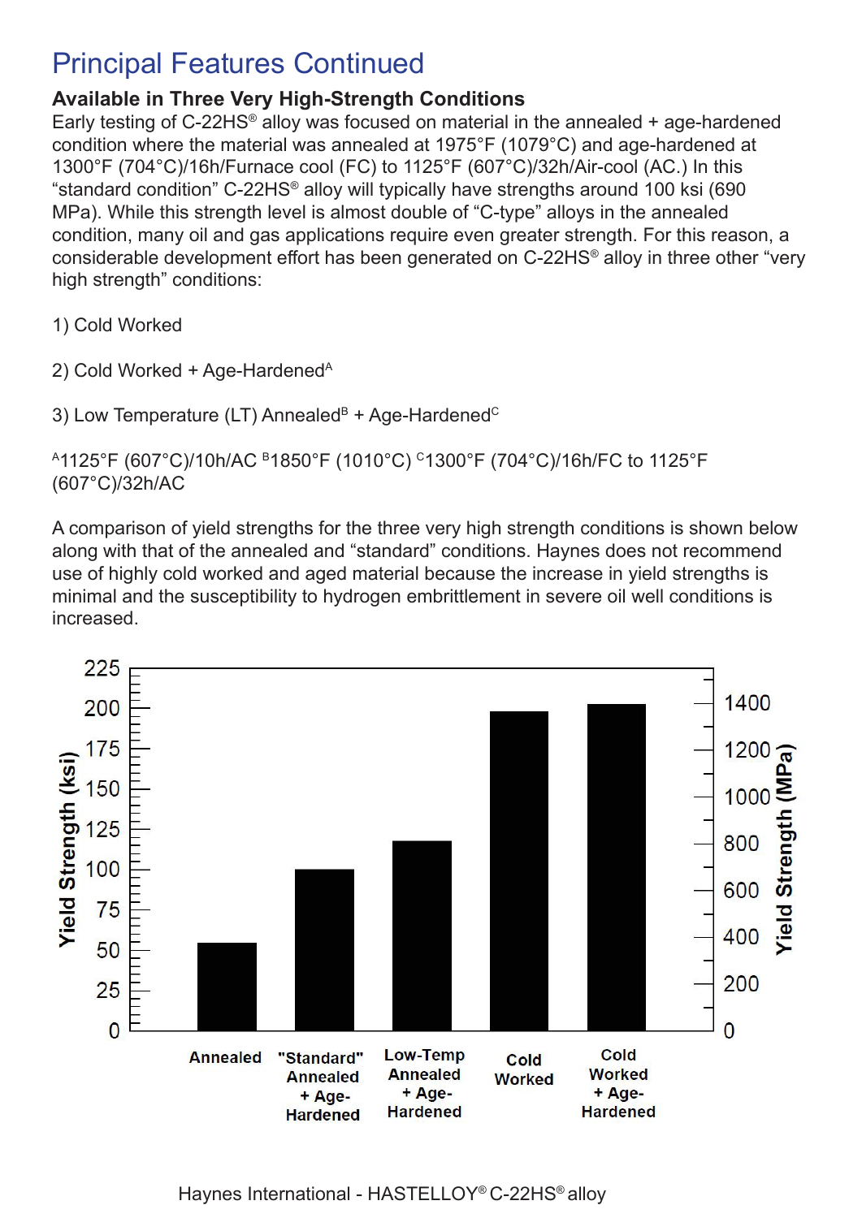# Principal Features Continued

### Available in Three Very High-Strength Conditions

Early testing of C-22HS® alloy was focused on material in the annealed + age-hardened condition where the material was annealed at 1975°F (1079°C) and age-hardened at 1300°F (704°C)/16h/Furnace cool (FC) to 1125°F (607°C)/32h/Air-cool (AC.) In this "standard condition" C-22HS® alloy will typically have strengths around 100 ksi (690 MPa). While this strength level is almost double of "C-type" alloys in the annealed condition, many oil and gas applications require even greater strength. For this reason, a considerable development effort has been generated on C-22HS® alloy in three other "very high strength" conditions:

1) Cold Worked

2) Cold Worked + Age-Hardened[A]

3) Low Temperature (LT) Annealed[B] + Age-Hardened[C]

[A]1125°F (607°C)/10h/AC [B]1850°F (1010°C) [C]1300°F (704°C)/16h/FC to 1125°F (607°C)/32h/AC

A comparison of yield strengths for the three very high strength conditions is shown below along with that of the annealed and "standard" conditions. Haynes does not recommend use of highly cold worked and aged material because the increase in yield strengths is minimal and the susceptibility to hydrogen embrittlement in severe oil well conditions is increased.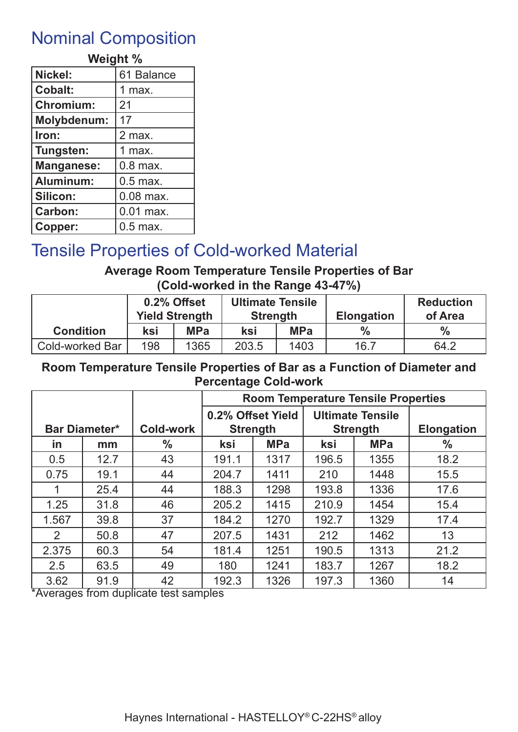## Nominal Composition

**Weight %**

| | |
|---|---|
| **Nickel:** | 61 Balance |
| **Cobalt:** | 1 max. |
| **Chromium:** | 21 |
| **Molybdenum:** | 17 |
| **Iron:** | 2 max. |
| **Tungsten:** | 1 max. |
| **Manganese:** | 0.8 max. |
| **Aluminum:** | 0.5 max. |
| **Silicon:** | 0.08 max. |
| **Carbon:** | 0.01 max. |
| **Copper:** | 0.5 max. |

## Tensile Properties of Cold-worked Material

**Average Room Temperature Tensile Properties of Bar (Cold-worked in the Range 43-47%)**

| Condition | 0.2% Offset Yield Strength | | Ultimate Tensile Strength | | Elongation | Reduction of Area |
|---|---|---|---|---|---|---|
| | ksi | MPa | ksi | MPa | % | % |
| Cold-worked Bar | 198 | 1365 | 203.5 | 1403 | 16.7 | 64.2 |

**Room Temperature Tensile Properties of Bar as a Function of Diameter and Percentage Cold-work**

| Bar Diameter* | | Cold-work | Room Temperature Tensile Properties | | | | |
|---|---|---|---|---|---|---|---|
| | | | 0.2% Offset Yield Strength | | Ultimate Tensile Strength | | Elongation |
| in | mm | % | ksi | MPa | ksi | MPa | % |
| 0.5 | 12.7 | 43 | 191.1 | 1317 | 196.5 | 1355 | 18.2 |
| 0.75 | 19.1 | 44 | 204.7 | 1411 | 210 | 1448 | 15.5 |
| 1 | 25.4 | 44 | 188.3 | 1298 | 193.8 | 1336 | 17.6 |
| 1.25 | 31.8 | 46 | 205.2 | 1415 | 210.9 | 1454 | 15.4 |
| 1.567 | 39.8 | 37 | 184.2 | 1270 | 192.7 | 1329 | 17.4 |
| 2 | 50.8 | 47 | 207.5 | 1431 | 212 | 1462 | 13 |
| 2.375 | 60.3 | 54 | 181.4 | 1251 | 190.5 | 1313 | 21.2 |
| 2.5 | 63.5 | 49 | 180 | 1241 | 183.7 | 1267 | 18.2 |
| 3.62 | 91.9 | 42 | 192.3 | 1326 | 197.3 | 1360 | 14 |

*Averages from duplicate test samples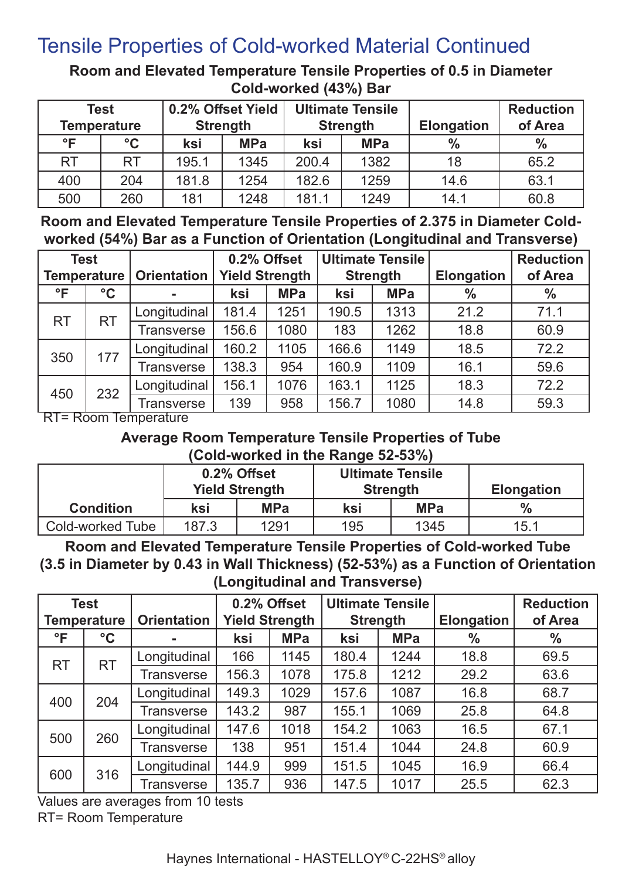# Tensile Properties of Cold-worked Material Continued

### Room and Elevated Temperature Tensile Properties of 0.5 in Diameter Cold-worked (43%) Bar

| Test Temperature | | 0.2% Offset Yield Strength | | Ultimate Tensile Strength | | Elongation | Reduction of Area |
|---|---|---|---|---|---|---|---|
| °F | °C | ksi | MPa | ksi | MPa | % | % |
| RT | RT | 195.1 | 1345 | 200.4 | 1382 | 18 | 65.2 |
| 400 | 204 | 181.8 | 1254 | 182.6 | 1259 | 14.6 | 63.1 |
| 500 | 260 | 181 | 1248 | 181.1 | 1249 | 14.1 | 60.8 |

### Room and Elevated Temperature Tensile Properties of 2.375 in Diameter Cold-worked (54%) Bar as a Function of Orientation (Longitudinal and Transverse)

| Test Temperature | | Orientation | 0.2% Offset Yield Strength | | Ultimate Tensile Strength | | Elongation | Reduction of Area |
|---|---|---|---|---|---|---|---|---|
| °F | °C | - | ksi | MPa | ksi | MPa | % | % |
| RT | RT | Longitudinal | 181.4 | 1251 | 190.5 | 1313 | 21.2 | 71.1 |
| | | Transverse | 156.6 | 1080 | 183 | 1262 | 18.8 | 60.9 |
| 350 | 177 | Longitudinal | 160.2 | 1105 | 166.6 | 1149 | 18.5 | 72.2 |
| | | Transverse | 138.3 | 954 | 160.9 | 1109 | 16.1 | 59.6 |
| 450 | 232 | Longitudinal | 156.1 | 1076 | 163.1 | 1125 | 18.3 | 72.2 |
| | | Transverse | 139 | 958 | 156.7 | 1080 | 14.8 | 59.3 |

RT= Room Temperature

### Average Room Temperature Tensile Properties of Tube (Cold-worked in the Range 52-53%)

| Condition | 0.2% Offset Yield Strength | | Ultimate Tensile Strength | | Elongation |
|---|---|---|---|---|---|
| | ksi | MPa | ksi | MPa | % |
| Cold-worked Tube | 187.3 | 1291 | 195 | 1345 | 15.1 |

### Room and Elevated Temperature Tensile Properties of Cold-worked Tube (3.5 in Diameter by 0.43 in Wall Thickness) (52-53%) as a Function of Orientation (Longitudinal and Transverse)

| Test Temperature | | Orientation | 0.2% Offset Yield Strength | | Ultimate Tensile Strength | | Elongation | Reduction of Area |
|---|---|---|---|---|---|---|---|---|
| °F | °C | - | ksi | MPa | ksi | MPa | % | % |
| RT | RT | Longitudinal | 166 | 1145 | 180.4 | 1244 | 18.8 | 69.5 |
| | | Transverse | 156.3 | 1078 | 175.8 | 1212 | 29.2 | 63.6 |
| 400 | 204 | Longitudinal | 149.3 | 1029 | 157.6 | 1087 | 16.8 | 68.7 |
| | | Transverse | 143.2 | 987 | 155.1 | 1069 | 25.8 | 64.8 |
| 500 | 260 | Longitudinal | 147.6 | 1018 | 154.2 | 1063 | 16.5 | 67.1 |
| | | Transverse | 138 | 951 | 151.4 | 1044 | 24.8 | 60.9 |
| 600 | 316 | Longitudinal | 144.9 | 999 | 151.5 | 1045 | 16.9 | 66.4 |
| | | Transverse | 135.7 | 936 | 147.5 | 1017 | 25.5 | 62.3 |

Values are averages from 10 tests

RT= Room Temperature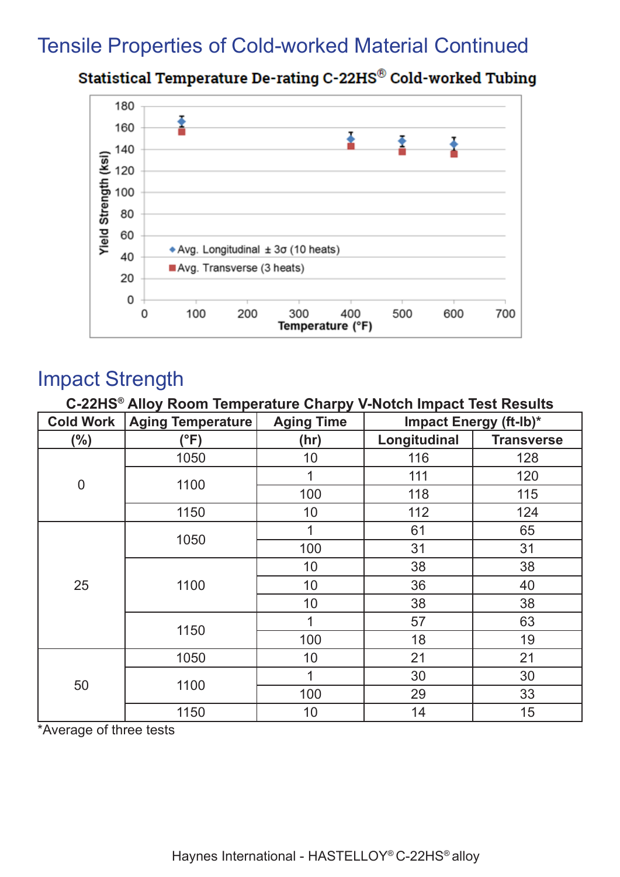## Tensile Properties of Cold-worked Material Continued

**Statistical Temperature De-rating C-22HS® Cold-worked Tubing**

## Impact Strength

**C-22HS® Alloy Room Temperature Charpy V-Notch Impact Test Results**

| Cold Work (%) | Aging Temperature (°F) | Aging Time (hr) | Impact Energy (ft-lb)* | |
|---|---|---|---|---|
| | | | Longitudinal | Transverse |
| 0 | 1050 | 10 | 116 | 128 |
| | 1100 | 1 | 111 | 120 |
| | | 100 | 118 | 115 |
| | 1150 | 10 | 112 | 124 |
| 25 | 1050 | 1 | 61 | 65 |
| | | 100 | 31 | 31 |
| | 1100 | 10 | 38 | 38 |
| | | 10 | 36 | 40 |
| | | 10 | 38 | 38 |
| | 1150 | 1 | 57 | 63 |
| | | 100 | 18 | 19 |
| 50 | 1050 | 10 | 21 | 21 |
| | 1100 | 1 | 30 | 30 |
| | | 100 | 29 | 33 |
| | 1150 | 10 | 14 | 15 |

*Average of three tests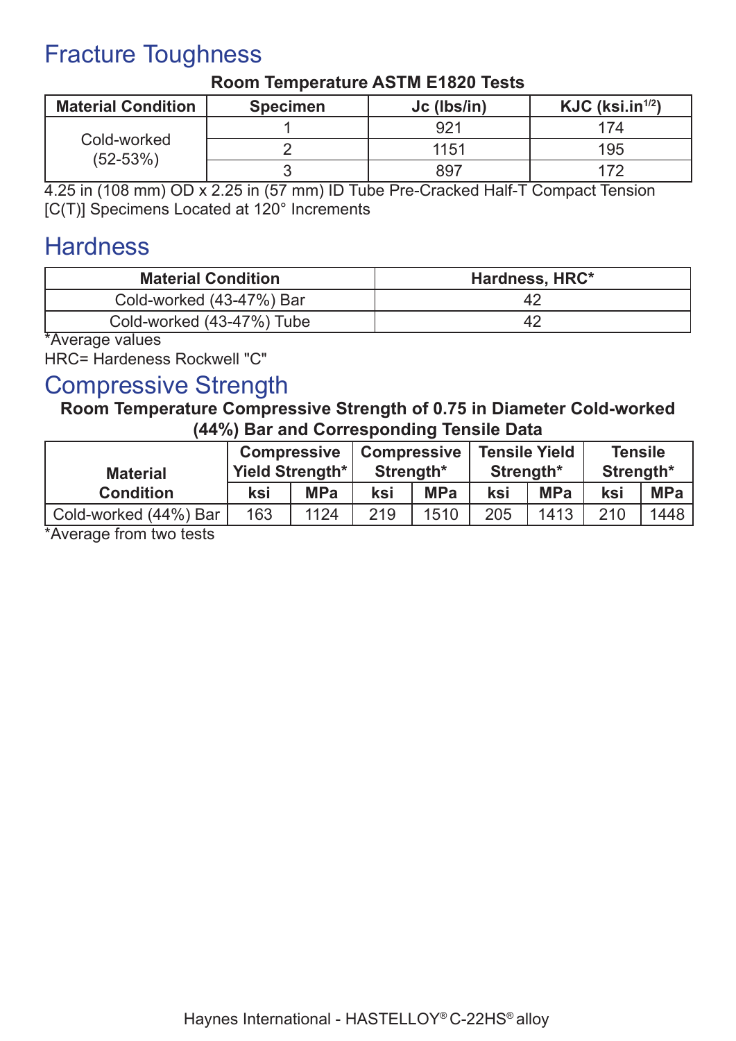# Fracture Toughness

**Room Temperature ASTM E1820 Tests**

| Material Condition | Specimen | Jc (lbs/in) | KJC (ksi.in$^{1/2}$) |
|---|---|---|---|
| Cold-worked (52-53%) | 1 | 921 | 174 |
| | 2 | 1151 | 195 |
| | 3 | 897 | 172 |

4.25 in (108 mm) OD x 2.25 in (57 mm) ID Tube Pre-Cracked Half-T Compact Tension [C(T)] Specimens Located at 120° Increments

# Hardness

| Material Condition | Hardness, HRC* |
|---|---|
| Cold-worked (43-47%) Bar | 42 |
| Cold-worked (43-47%) Tube | 42 |

*Average values

HRC= Hardeness Rockwell "C"

# Compressive Strength

**Room Temperature Compressive Strength of 0.75 in Diameter Cold-worked (44%) Bar and Corresponding Tensile Data**

| Material Condition | Compressive Yield Strength* | | Compressive Strength* | | Tensile Yield Strength* | | Tensile Strength* | |
|---|---|---|---|---|---|---|---|---|
| | ksi | MPa | ksi | MPa | ksi | MPa | ksi | MPa |
| Cold-worked (44%) Bar | 163 | 1124 | 219 | 1510 | 205 | 1413 | 210 | 1448 |

*Average from two tests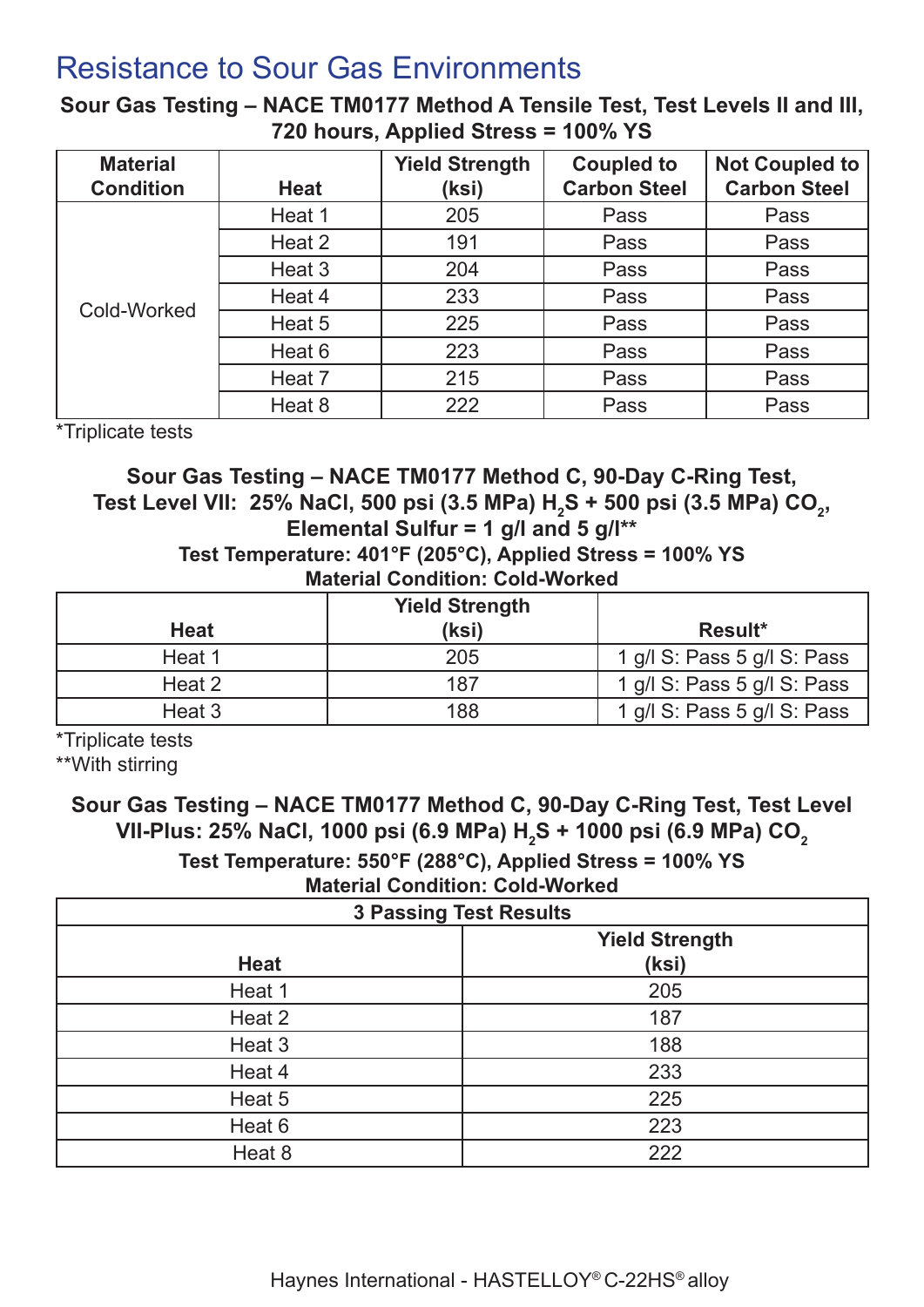# Resistance to Sour Gas Environments

**Sour Gas Testing – NACE TM0177 Method A Tensile Test, Test Levels II and III, 720 hours, Applied Stress = 100% YS**

| Material Condition | Heat | Yield Strength (ksi) | Coupled to Carbon Steel | Not Coupled to Carbon Steel |
|---|---|---|---|---|
| Cold-Worked | Heat 1 | 205 | Pass | Pass |
| | Heat 2 | 191 | Pass | Pass |
| | Heat 3 | 204 | Pass | Pass |
| | Heat 4 | 233 | Pass | Pass |
| | Heat 5 | 225 | Pass | Pass |
| | Heat 6 | 223 | Pass | Pass |
| | Heat 7 | 215 | Pass | Pass |
| | Heat 8 | 222 | Pass | Pass |

*Triplicate tests

**Sour Gas Testing – NACE TM0177 Method C, 90-Day C-Ring Test, Test Level VII: 25% NaCl, 500 psi (3.5 MPa) $H_2S$ + 500 psi (3.5 MPa) $CO_2$, Elemental Sulfur = 1 g/l and 5 g/l****

**Test Temperature: 401°F (205°C), Applied Stress = 100% YS**

**Material Condition: Cold-Worked**

| Heat | Yield Strength (ksi) | Result* |
|---|---|---|
| Heat 1 | 205 | 1 g/l S: Pass 5 g/l S: Pass |
| Heat 2 | 187 | 1 g/l S: Pass 5 g/l S: Pass |
| Heat 3 | 188 | 1 g/l S: Pass 5 g/l S: Pass |

*Triplicate tests

**With stirring

**Sour Gas Testing – NACE TM0177 Method C, 90-Day C-Ring Test, Test Level VII-Plus: 25% NaCl, 1000 psi (6.9 MPa) $H_2S$ + 1000 psi (6.9 MPa) $CO_2$**

**Test Temperature: 550°F (288°C), Applied Stress = 100% YS**

**Material Condition: Cold-Worked**

| 3 Passing Test Results | |
|---|---|
| **Heat** | **Yield Strength (ksi)** |
| Heat 1 | 205 |
| Heat 2 | 187 |
| Heat 3 | 188 |
| Heat 4 | 233 |
| Heat 5 | 225 |
| Heat 6 | 223 |
| Heat 8 | 222 |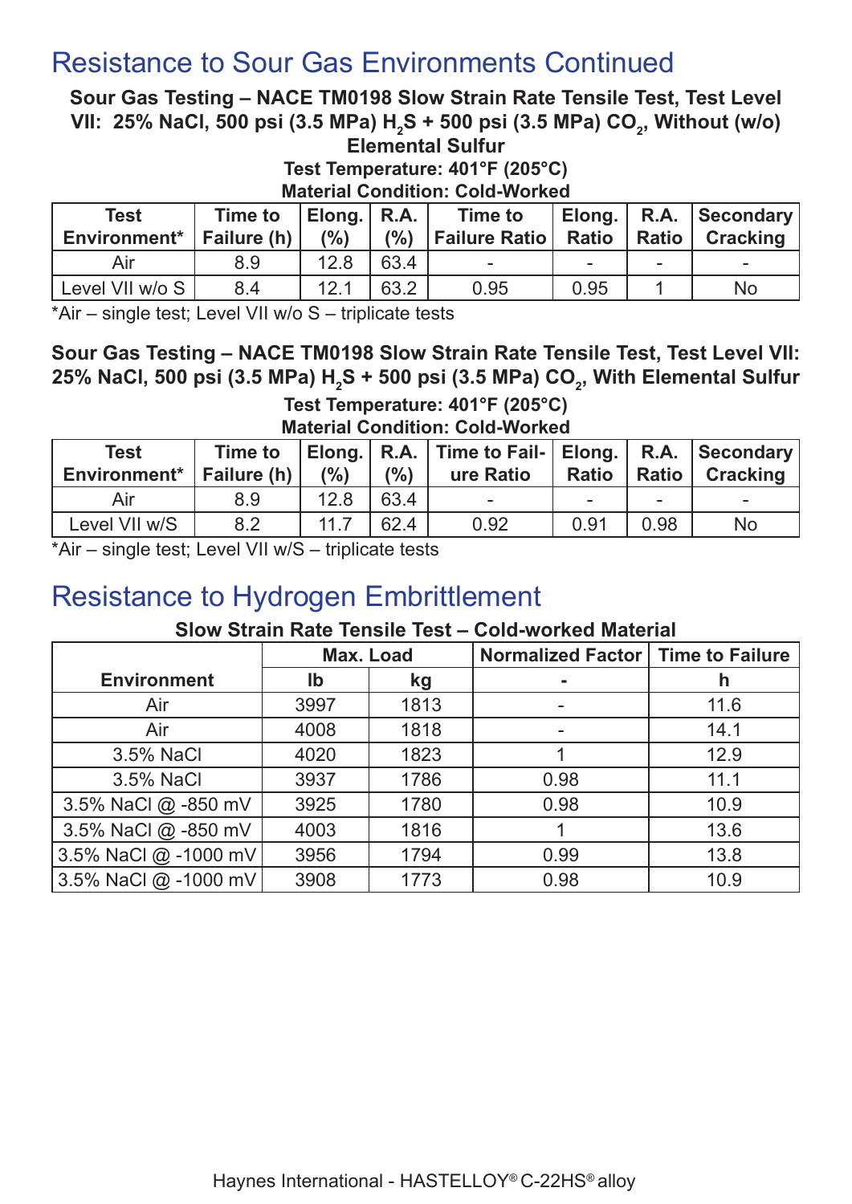# Resistance to Sour Gas Environments Continued

**Sour Gas Testing – NACE TM0198 Slow Strain Rate Tensile Test, Test Level VII: 25% NaCl, 500 psi (3.5 MPa) $H_2S$ + 500 psi (3.5 MPa) $CO_2$, Without (w/o) Elemental Sulfur**

**Test Temperature: 401°F (205°C)**

**Material Condition: Cold-Worked**

| Test Environment* | Time to Failure (h) | Elong. (%) | R.A. (%) | Time to Failure Ratio | Elong. Ratio | R.A. Ratio | Secondary Cracking |
|---|---|---|---|---|---|---|---|
| Air | 8.9 | 12.8 | 63.4 | - | - | - | - |
| Level VII w/o S | 8.4 | 12.1 | 63.2 | 0.95 | 0.95 | 1 | No |

*Air – single test; Level VII w/o S – triplicate tests

**Sour Gas Testing – NACE TM0198 Slow Strain Rate Tensile Test, Test Level VII: 25% NaCl, 500 psi (3.5 MPa) $H_2S$ + 500 psi (3.5 MPa) $CO_2$, With Elemental Sulfur**

**Test Temperature: 401°F (205°C)**

**Material Condition: Cold-Worked**

| Test Environment* | Time to Failure (h) | Elong. (%) | R.A. (%) | Time to Failure Ratio | Elong. Ratio | R.A. Ratio | Secondary Cracking |
|---|---|---|---|---|---|---|---|
| Air | 8.9 | 12.8 | 63.4 | - | - | - | - |
| Level VII w/S | 8.2 | 11.7 | 62.4 | 0.92 | 0.91 | 0.98 | No |

*Air – single test; Level VII w/S – triplicate tests

# Resistance to Hydrogen Embrittlement

**Slow Strain Rate Tensile Test – Cold-worked Material**

| Environment | Max. Load | | Normalized Factor | Time to Failure |
|---|---|---|---|---|
| | lb | kg | - | h |
| Air | 3997 | 1813 | - | 11.6 |
| Air | 4008 | 1818 | - | 14.1 |
| 3.5% NaCl | 4020 | 1823 | 1 | 12.9 |
| 3.5% NaCl | 3937 | 1786 | 0.98 | 11.1 |
| 3.5% NaCl @ -850 mV | 3925 | 1780 | 0.98 | 10.9 |
| 3.5% NaCl @ -850 mV | 4003 | 1816 | 1 | 13.6 |
| 3.5% NaCl @ -1000 mV | 3956 | 1794 | 0.99 | 13.8 |
| 3.5% NaCl @ -1000 mV | 3908 | 1773 | 0.98 | 10.9 |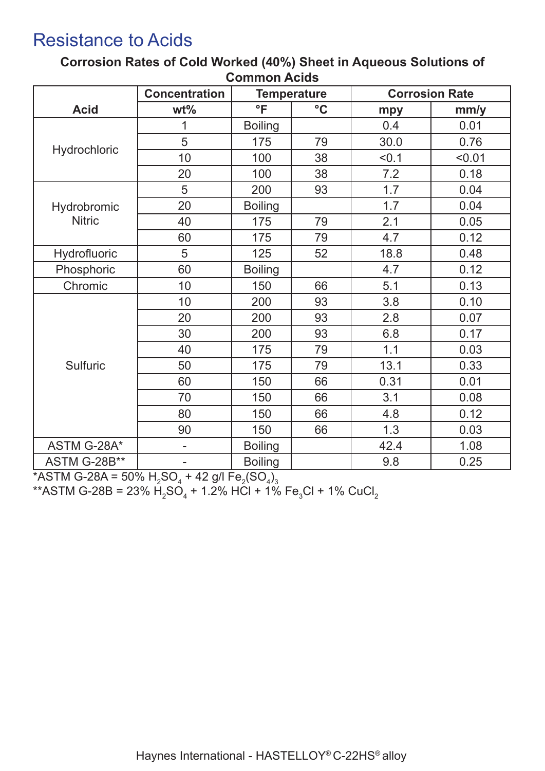# Resistance to Acids

**Corrosion Rates of Cold Worked (40%) Sheet in Aqueous Solutions of Common Acids**

| Acid | Concentration wt% | Temperature °F | Temperature °C | Corrosion Rate mpy | Corrosion Rate mm/y |
|---|---|---|---|---|---|
| Hydrochloric | 1 | Boiling | | 0.4 | 0.01 |
| | 5 | 175 | 79 | 30.0 | 0.76 |
| | 10 | 100 | 38 | <0.1 | <0.01 |
| | 20 | 100 | 38 | 7.2 | 0.18 |
| Hydrobromic Nitric | 5 | 200 | 93 | 1.7 | 0.04 |
| | 20 | Boiling | | 1.7 | 0.04 |
| | 40 | 175 | 79 | 2.1 | 0.05 |
| | 60 | 175 | 79 | 4.7 | 0.12 |
| Hydrofluoric | 5 | 125 | 52 | 18.8 | 0.48 |
| Phosphoric | 60 | Boiling | | 4.7 | 0.12 |
| Chromic | 10 | 150 | 66 | 5.1 | 0.13 |
| Sulfuric | 10 | 200 | 93 | 3.8 | 0.10 |
| | 20 | 200 | 93 | 2.8 | 0.07 |
| | 30 | 200 | 93 | 6.8 | 0.17 |
| | 40 | 175 | 79 | 1.1 | 0.03 |
| | 50 | 175 | 79 | 13.1 | 0.33 |
| | 60 | 150 | 66 | 0.31 | 0.01 |
| | 70 | 150 | 66 | 3.1 | 0.08 |
| | 80 | 150 | 66 | 4.8 | 0.12 |
| | 90 | 150 | 66 | 1.3 | 0.03 |
| ASTM G-28A* | - | Boiling | | 42.4 | 1.08 |
| ASTM G-28B** | - | Boiling | | 9.8 | 0.25 |

*ASTM G-28A = 50% $H_2SO_4$ + 42 g/l $Fe_2(SO_4)_3$

**ASTM G-28B = 23% $H_2SO_4$ + 1.2% HCl + 1% $Fe_3Cl$ + 1% $CuCl_2$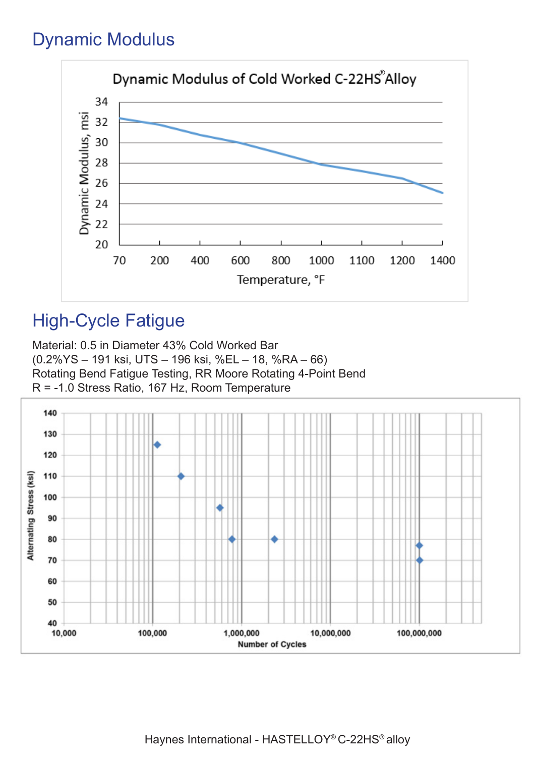## Dynamic Modulus

## High-Cycle Fatigue

Material: 0.5 in Diameter 43% Cold Worked Bar
(0.2%YS – 191 ksi, UTS – 196 ksi, %EL – 18, %RA – 66)
Rotating Bend Fatigue Testing, RR Moore Rotating 4-Point Bend
R = -1.0 Stress Ratio, 167 Hz, Room Temperature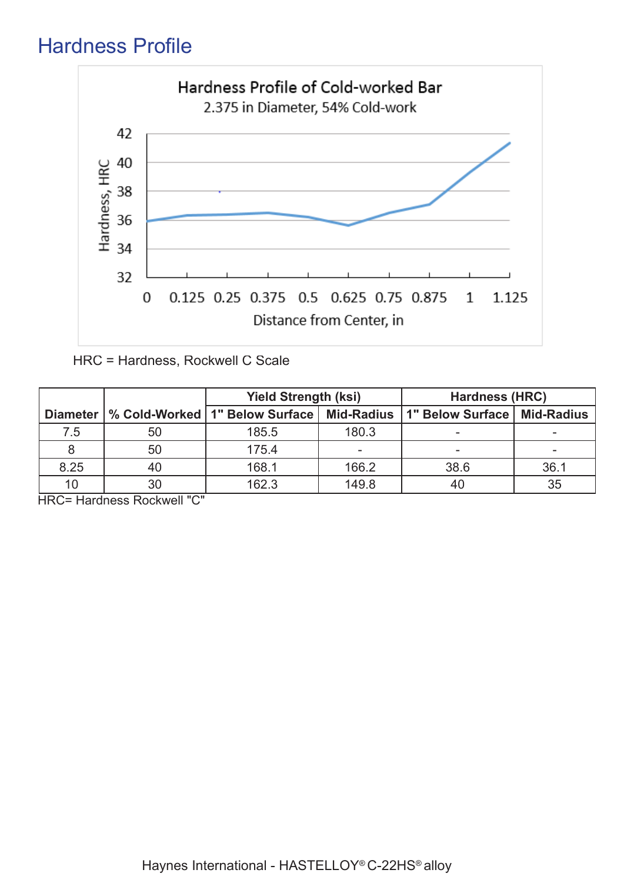## Hardness Profile

Hardness Profile of Cold-worked Bar
2.375 in Diameter, 54% Cold-work

HRC = Hardness, Rockwell C Scale

| Diameter | % Cold-Worked | Yield Strength (ksi) | | Hardness (HRC) | |
|---|---|---|---|---|---|
| | | 1" Below Surface | Mid-Radius | 1" Below Surface | Mid-Radius |
| 7.5 | 50 | 185.5 | 180.3 | - | - |
| 8 | 50 | 175.4 | - | - | - |
| 8.25 | 40 | 168.1 | 166.2 | 38.6 | 36.1 |
| 10 | 30 | 162.3 | 149.8 | 40 | 35 |

HRC= Hardness Rockwell "C"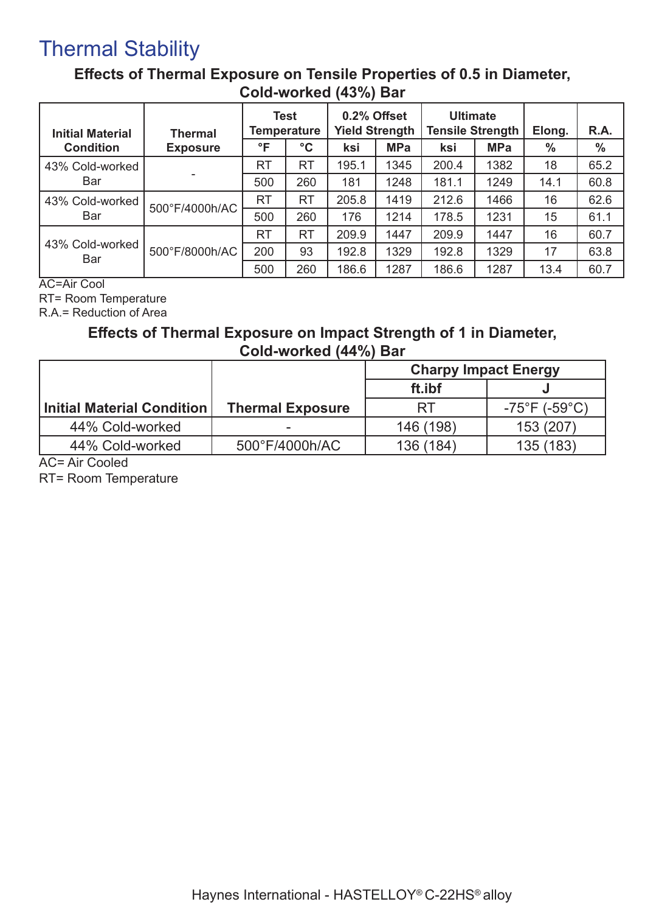# Thermal Stability

### Effects of Thermal Exposure on Tensile Properties of 0.5 in Diameter, Cold-worked (43%) Bar

| Initial Material Condition | Thermal Exposure | Test Temperature | | 0.2% Offset Yield Strength | | Ultimate Tensile Strength | | Elong. | R.A. |
|---|---|---|---|---|---|---|---|---|---|
| | | °F | °C | ksi | MPa | ksi | MPa | % | % |
| 43% Cold-worked Bar | - | RT | RT | 195.1 | 1345 | 200.4 | 1382 | 18 | 65.2 |
| | | 500 | 260 | 181 | 1248 | 181.1 | 1249 | 14.1 | 60.8 |
| 43% Cold-worked Bar | 500°F/4000h/AC | RT | RT | 205.8 | 1419 | 212.6 | 1466 | 16 | 62.6 |
| | | 500 | 260 | 176 | 1214 | 178.5 | 1231 | 15 | 61.1 |
| 43% Cold-worked Bar | 500°F/8000h/AC | RT | RT | 209.9 | 1447 | 209.9 | 1447 | 16 | 60.7 |
| | | 200 | 93 | 192.8 | 1329 | 192.8 | 1329 | 17 | 63.8 |
| | | 500 | 260 | 186.6 | 1287 | 186.6 | 1287 | 13.4 | 60.7 |

AC=Air Cool
RT= Room Temperature
R.A.= Reduction of Area

### Effects of Thermal Exposure on Impact Strength of 1 in Diameter, Cold-worked (44%) Bar

| Initial Material Condition | Thermal Exposure | Charpy Impact Energy | |
|---|---|---|---|
| | | ft.ibf | J |
| | | RT | -75°F (-59°C) |
| 44% Cold-worked | - | 146 (198) | 153 (207) |
| 44% Cold-worked | 500°F/4000h/AC | 136 (184) | 135 (183) |

AC= Air Cooled
RT= Room Temperature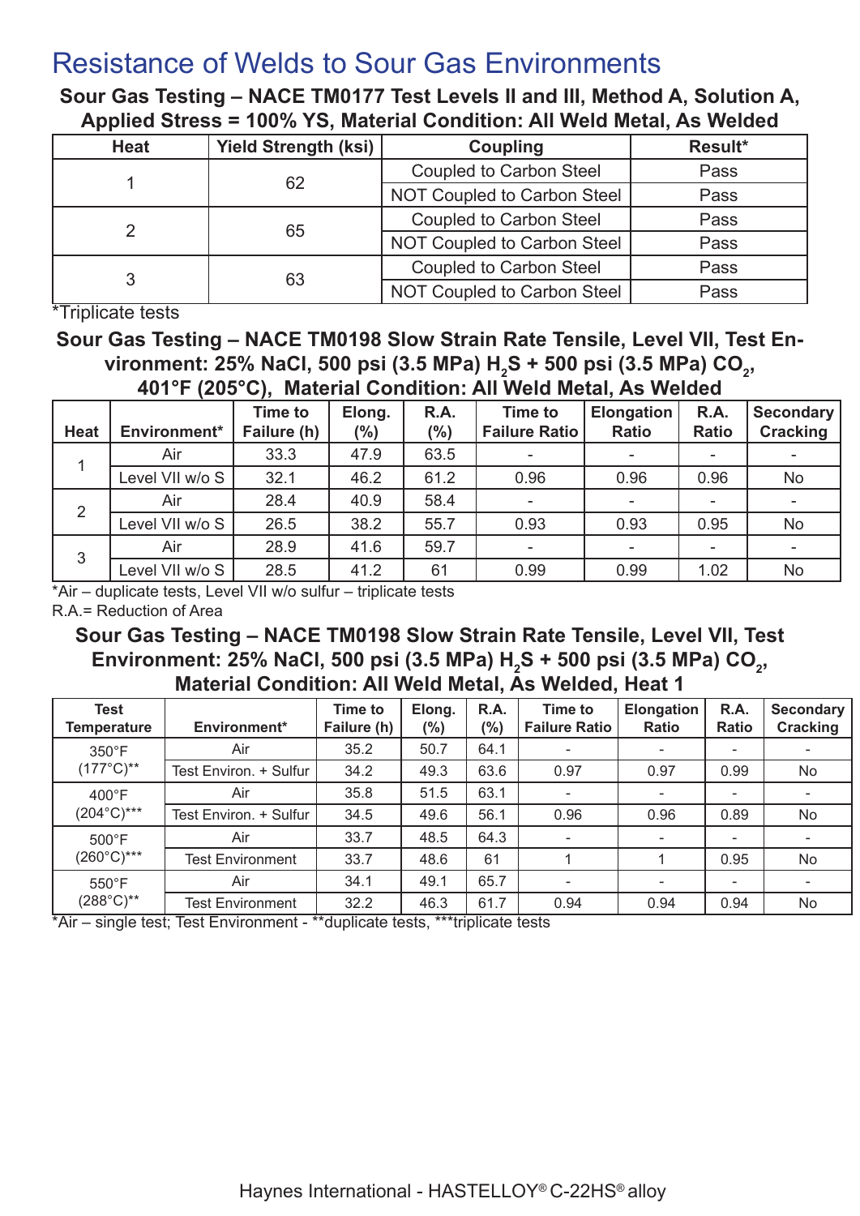# Resistance of Welds to Sour Gas Environments

### Sour Gas Testing – NACE TM0177 Test Levels II and III, Method A, Solution A, Applied Stress = 100% YS, Material Condition: All Weld Metal, As Welded

| Heat | Yield Strength (ksi) | Coupling | Result* |
|---|---|---|---|
| 1 | 62 | Coupled to Carbon Steel | Pass |
| | | NOT Coupled to Carbon Steel | Pass |
| 2 | 65 | Coupled to Carbon Steel | Pass |
| | | NOT Coupled to Carbon Steel | Pass |
| 3 | 63 | Coupled to Carbon Steel | Pass |
| | | NOT Coupled to Carbon Steel | Pass |

*Triplicate tests

### Sour Gas Testing – NACE TM0198 Slow Strain Rate Tensile, Level VII, Test Environment: 25% NaCl, 500 psi (3.5 MPa) $H_2S$ + 500 psi (3.5 MPa) $CO_2$, 401°F (205°C), Material Condition: All Weld Metal, As Welded

| Heat | Environment* | Time to Failure (h) | Elong. (%) | R.A. (%) | Time to Failure Ratio | Elongation Ratio | R.A. Ratio | Secondary Cracking |
|---|---|---|---|---|---|---|---|---|
| 1 | Air | 33.3 | 47.9 | 63.5 | - | - | - | - |
| | Level VII w/o S | 32.1 | 46.2 | 61.2 | 0.96 | 0.96 | 0.96 | No |
| 2 | Air | 28.4 | 40.9 | 58.4 | - | - | - | - |
| | Level VII w/o S | 26.5 | 38.2 | 55.7 | 0.93 | 0.93 | 0.95 | No |
| 3 | Air | 28.9 | 41.6 | 59.7 | - | - | - | - |
| | Level VII w/o S | 28.5 | 41.2 | 61 | 0.99 | 0.99 | 1.02 | No |

*Air – duplicate tests, Level VII w/o sulfur – triplicate tests

R.A.= Reduction of Area

### Sour Gas Testing – NACE TM0198 Slow Strain Rate Tensile, Level VII, Test Environment: 25% NaCl, 500 psi (3.5 MPa) $H_2S$ + 500 psi (3.5 MPa) $CO_2$, Material Condition: All Weld Metal, As Welded, Heat 1

| Test Temperature | Environment* | Time to Failure (h) | Elong. (%) | R.A. (%) | Time to Failure Ratio | Elongation Ratio | R.A. Ratio | Secondary Cracking |
|---|---|---|---|---|---|---|---|---|
| 350°F (177°C)** | Air | 35.2 | 50.7 | 64.1 | - | - | - | - |
| | Test Environ. + Sulfur | 34.2 | 49.3 | 63.6 | 0.97 | 0.97 | 0.99 | No |
| 400°F (204°C)*** | Air | 35.8 | 51.5 | 63.1 | - | - | - | - |
| | Test Environ. + Sulfur | 34.5 | 49.6 | 56.1 | 0.96 | 0.96 | 0.89 | No |
| 500°F (260°C)*** | Air | 33.7 | 48.5 | 64.3 | - | - | - | - |
| | Test Environment | 33.7 | 48.6 | 61 | 1 | 1 | 0.95 | No |
| 550°F (288°C)** | Air | 34.1 | 49.1 | 65.7 | - | - | - | - |
| | Test Environment | 32.2 | 46.3 | 61.7 | 0.94 | 0.94 | 0.94 | No |

*Air – single test; Test Environment - **duplicate tests, ***triplicate tests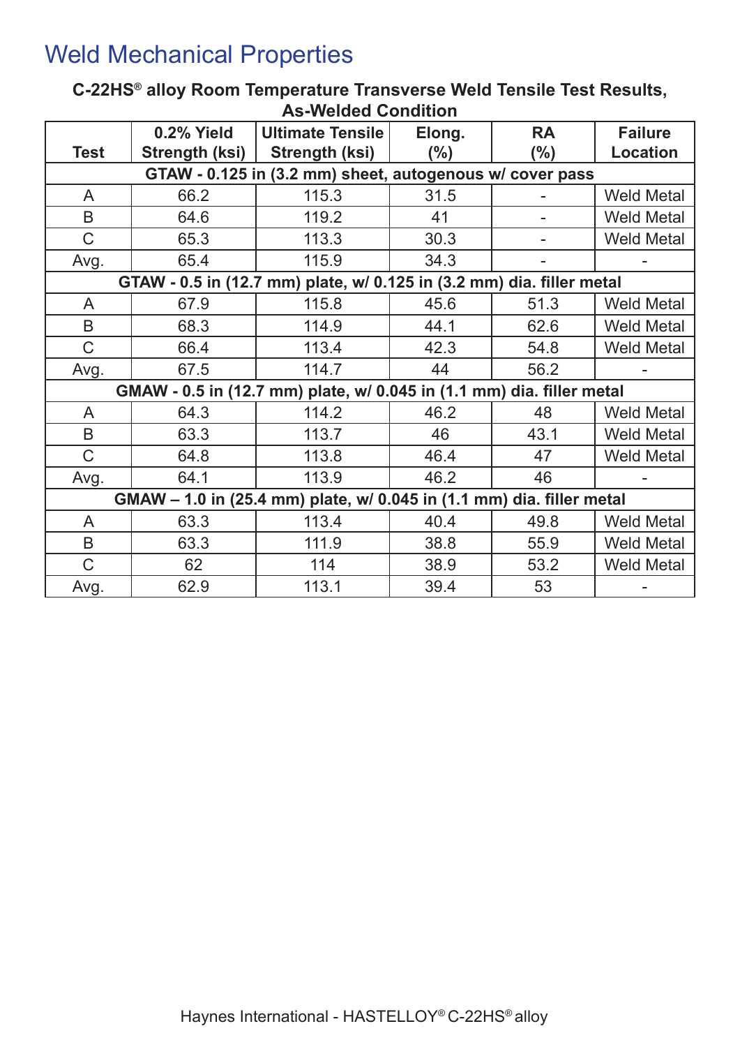# Weld Mechanical Properties

**C-22HS® alloy Room Temperature Transverse Weld Tensile Test Results, As-Welded Condition**

| Test | 0.2% Yield Strength (ksi) | Ultimate Tensile Strength (ksi) | Elong. (%) | RA (%) | Failure Location |
|---|---|---|---|---|---|
| **GTAW - 0.125 in (3.2 mm) sheet, autogenous w/ cover pass** | | | | | |
| A | 66.2 | 115.3 | 31.5 | - | Weld Metal |
| B | 64.6 | 119.2 | 41 | - | Weld Metal |
| C | 65.3 | 113.3 | 30.3 | - | Weld Metal |
| Avg. | 65.4 | 115.9 | 34.3 | - | - |
| **GTAW - 0.5 in (12.7 mm) plate, w/ 0.125 in (3.2 mm) dia. filler metal** | | | | | |
| A | 67.9 | 115.8 | 45.6 | 51.3 | Weld Metal |
| B | 68.3 | 114.9 | 44.1 | 62.6 | Weld Metal |
| C | 66.4 | 113.4 | 42.3 | 54.8 | Weld Metal |
| Avg. | 67.5 | 114.7 | 44 | 56.2 | - |
| **GMAW - 0.5 in (12.7 mm) plate, w/ 0.045 in (1.1 mm) dia. filler metal** | | | | | |
| A | 64.3 | 114.2 | 46.2 | 48 | Weld Metal |
| B | 63.3 | 113.7 | 46 | 43.1 | Weld Metal |
| C | 64.8 | 113.8 | 46.4 | 47 | Weld Metal |
| Avg. | 64.1 | 113.9 | 46.2 | 46 | - |
| **GMAW – 1.0 in (25.4 mm) plate, w/ 0.045 in (1.1 mm) dia. filler metal** | | | | | |
| A | 63.3 | 113.4 | 40.4 | 49.8 | Weld Metal |
| B | 63.3 | 111.9 | 38.8 | 55.9 | Weld Metal |
| C | 62 | 114 | 38.9 | 53.2 | Weld Metal |
| Avg. | 62.9 | 113.1 | 39.4 | 53 | - |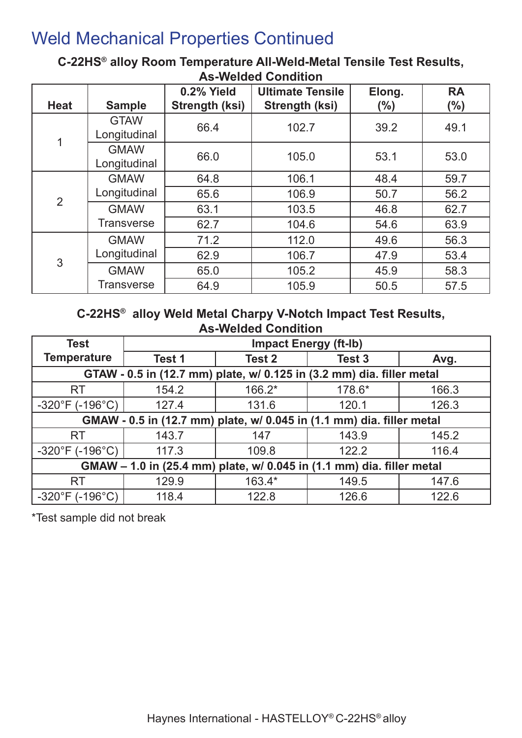# Weld Mechanical Properties Continued

**C-22HS® alloy Room Temperature All-Weld-Metal Tensile Test Results, As-Welded Condition**

| Heat | Sample | 0.2% Yield Strength (ksi) | Ultimate Tensile Strength (ksi) | Elong. (%) | RA (%) |
|---|---|---|---|---|---|
| 1 | GTAW Longitudinal | 66.4 | 102.7 | 39.2 | 49.1 |
| | GMAW Longitudinal | 66.0 | 105.0 | 53.1 | 53.0 |
| 2 | GMAW Longitudinal | 64.8 | 106.1 | 48.4 | 59.7 |
| | | 65.6 | 106.9 | 50.7 | 56.2 |
| | GMAW Transverse | 63.1 | 103.5 | 46.8 | 62.7 |
| | | 62.7 | 104.6 | 54.6 | 63.9 |
| 3 | GMAW Longitudinal | 71.2 | 112.0 | 49.6 | 56.3 |
| | | 62.9 | 106.7 | 47.9 | 53.4 |
| | GMAW Transverse | 65.0 | 105.2 | 45.9 | 58.3 |
| | | 64.9 | 105.9 | 50.5 | 57.5 |

**C-22HS® alloy Weld Metal Charpy V-Notch Impact Test Results, As-Welded Condition**

| Test Temperature | Impact Energy (ft-lb) | | | |
|---|---|---|---|---|
| | Test 1 | Test 2 | Test 3 | Avg. |
| **GTAW - 0.5 in (12.7 mm) plate, w/ 0.125 in (3.2 mm) dia. filler metal** | | | | |
| RT | 154.2 | 166.2* | 178.6* | 166.3 |
| -320°F (-196°C) | 127.4 | 131.6 | 120.1 | 126.3 |
| **GMAW - 0.5 in (12.7 mm) plate, w/ 0.045 in (1.1 mm) dia. filler metal** | | | | |
| RT | 143.7 | 147 | 143.9 | 145.2 |
| -320°F (-196°C) | 117.3 | 109.8 | 122.2 | 116.4 |
| **GMAW – 1.0 in (25.4 mm) plate, w/ 0.045 in (1.1 mm) dia. filler metal** | | | | |
| RT | 129.9 | 163.4* | 149.5 | 147.6 |
| -320°F (-196°C) | 118.4 | 122.8 | 126.6 | 122.6 |

*Test sample did not break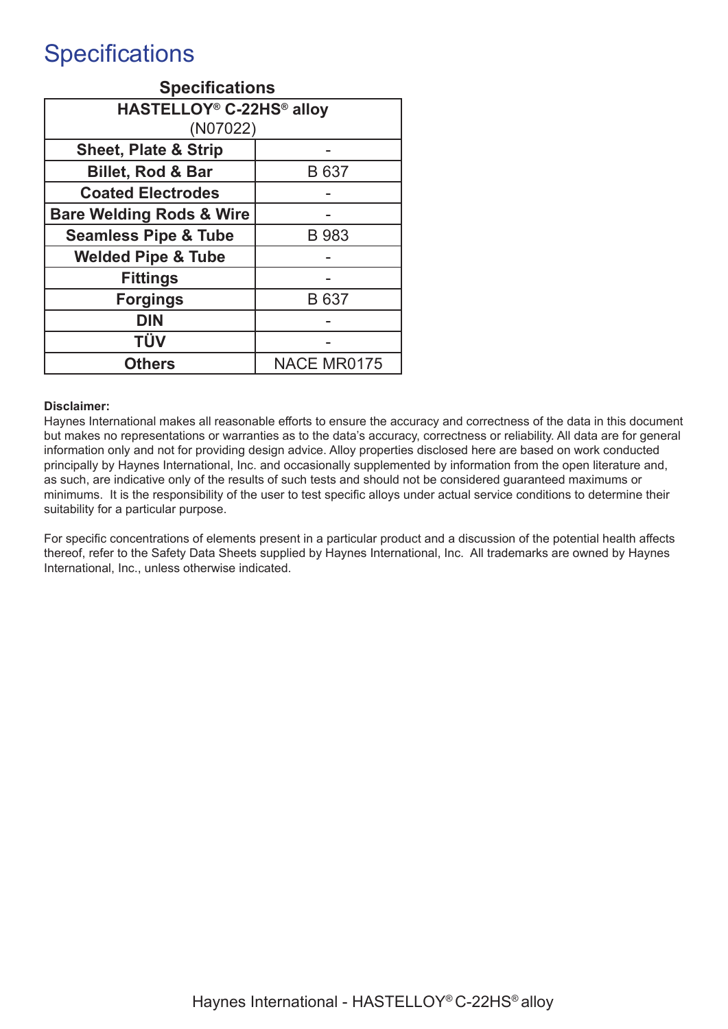# Specifications

**Specifications**

| **HASTELLOY® C-22HS® alloy (N07022)** | |
|---|---|
| **Sheet, Plate & Strip** | - |
| **Billet, Rod & Bar** | B 637 |
| **Coated Electrodes** | - |
| **Bare Welding Rods & Wire** | - |
| **Seamless Pipe & Tube** | B 983 |
| **Welded Pipe & Tube** | - |
| **Fittings** | - |
| **Forgings** | B 637 |
| **DIN** | - |
| **TÜV** | - |
| **Others** | NACE MR0175 |

**Disclaimer:**
Haynes International makes all reasonable efforts to ensure the accuracy and correctness of the data in this document but makes no representations or warranties as to the data's accuracy, correctness or reliability. All data are for general information only and not for providing design advice. Alloy properties disclosed here are based on work conducted principally by Haynes International, Inc. and occasionally supplemented by information from the open literature and, as such, are indicative only of the results of such tests and should not be considered guaranteed maximums or minimums. It is the responsibility of the user to test specific alloys under actual service conditions to determine their suitability for a particular purpose.

For specific concentrations of elements present in a particular product and a discussion of the potential health affects thereof, refer to the Safety Data Sheets supplied by Haynes International, Inc. All trademarks are owned by Haynes International, Inc., unless otherwise indicated.